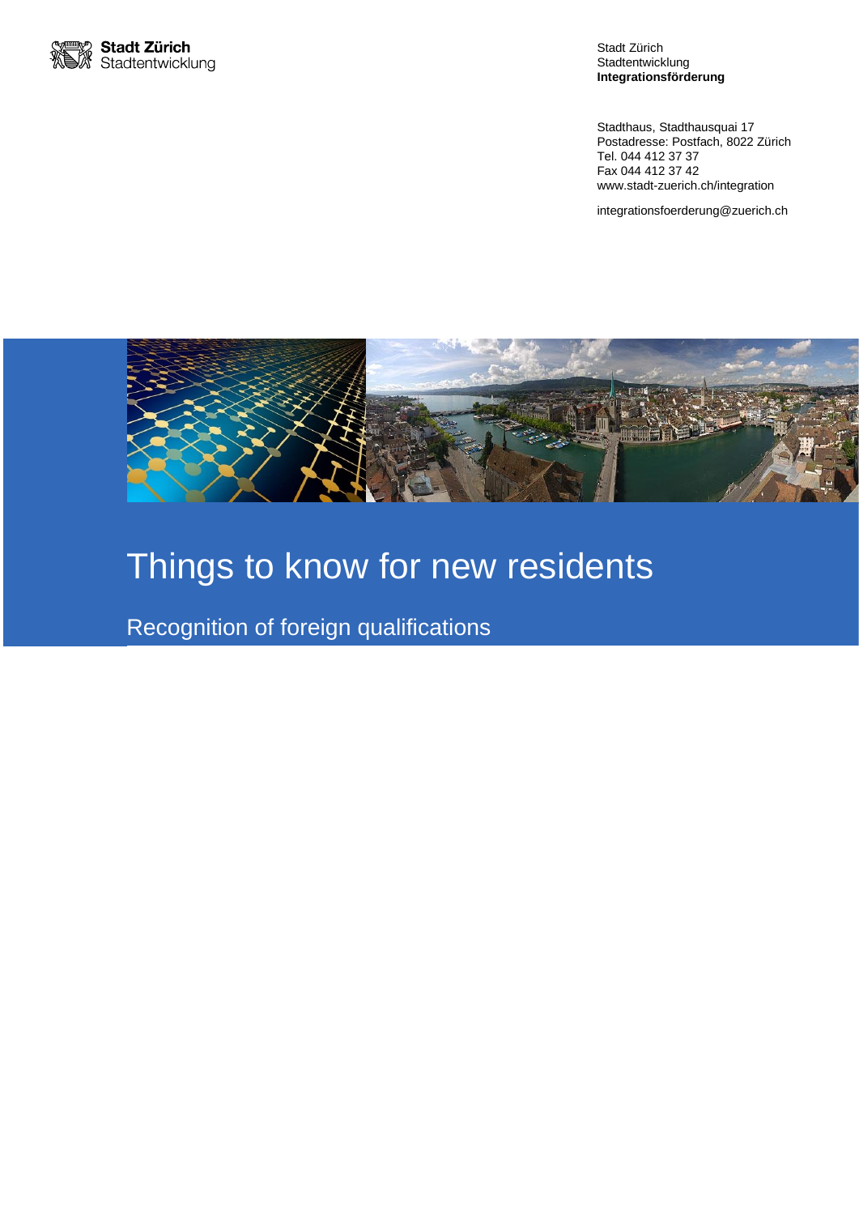Stadt Zürich
Stadtentwicklung

Stadt Zürich
Stadtentwicklung
**Integrationsförderung**

Stadthaus, Stadthausquai 17
Postadresse: Postfach, 8022 Zürich
Tel. 044 412 37 37
Fax 044 412 37 42
www.stadt-zuerich.ch/integration

integrationsfoerderung@zuerich.ch

# Things to know for new residents

## Recognition of foreign qualifications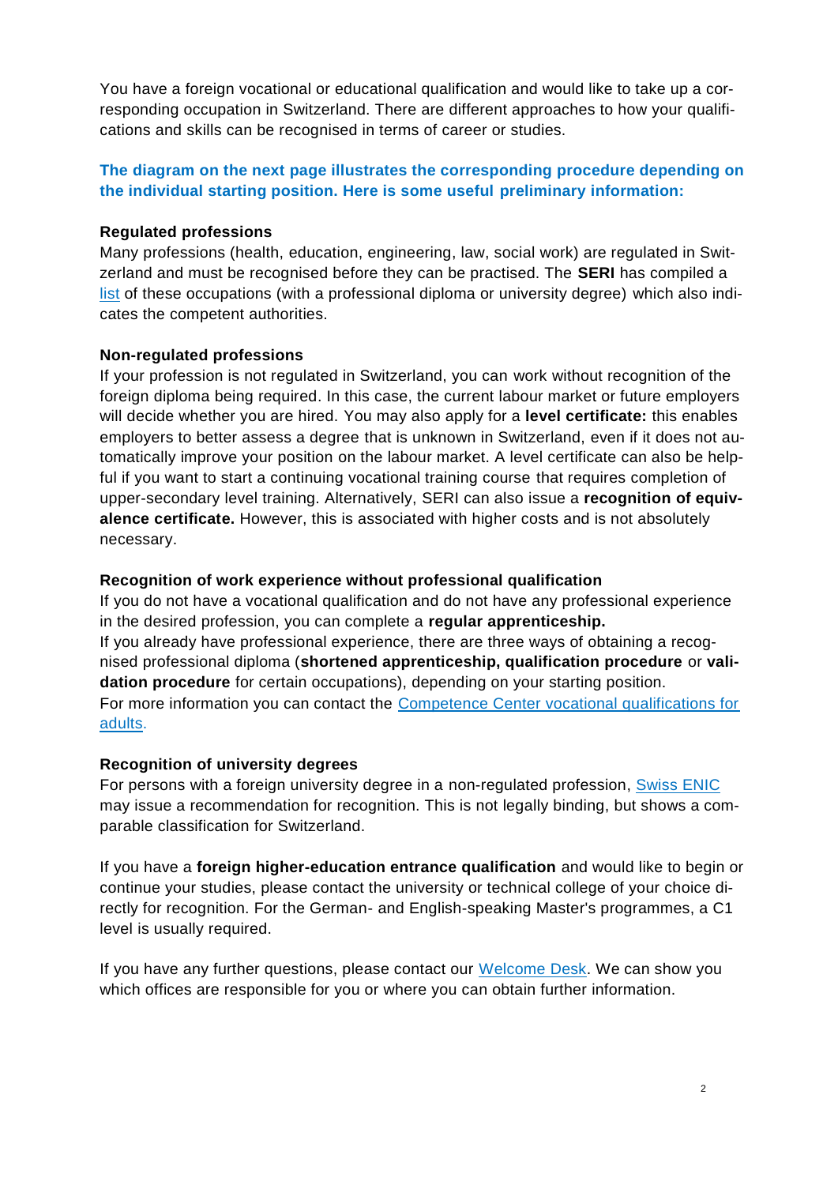You have a foreign vocational or educational qualification and would like to take up a corresponding occupation in Switzerland. There are different approaches to how your qualifications and skills can be recognised in terms of career or studies.

**The diagram on the next page illustrates the corresponding procedure depending on the individual starting position. Here is some useful preliminary information:**

**Regulated professions**

Many professions (health, education, engineering, law, social work) are regulated in Switzerland and must be recognised before they can be practised. The **SERI** has compiled a list of these occupations (with a professional diploma or university degree) which also indicates the competent authorities.

**Non-regulated professions**

If your profession is not regulated in Switzerland, you can work without recognition of the foreign diploma being required. In this case, the current labour market or future employers will decide whether you are hired. You may also apply for a **level certificate:** this enables employers to better assess a degree that is unknown in Switzerland, even if it does not automatically improve your position on the labour market. A level certificate can also be helpful if you want to start a continuing vocational training course that requires completion of upper-secondary level training. Alternatively, SERI can also issue a **recognition of equivalence certificate.** However, this is associated with higher costs and is not absolutely necessary.

**Recognition of work experience without professional qualification**

If you do not have a vocational qualification and do not have any professional experience in the desired profession, you can complete a **regular apprenticeship.**
If you already have professional experience, there are three ways of obtaining a recognised professional diploma (**shortened apprenticeship, qualification procedure** or **validation procedure** for certain occupations), depending on your starting position.
For more information you can contact the Competence Center vocational qualifications for adults.

**Recognition of university degrees**

For persons with a foreign university degree in a non-regulated profession, Swiss ENIC may issue a recommendation for recognition. This is not legally binding, but shows a comparable classification for Switzerland.

If you have a **foreign higher-education entrance qualification** and would like to begin or continue your studies, please contact the university or technical college of your choice directly for recognition. For the German- and English-speaking Master's programmes, a C1 level is usually required.

If you have any further questions, please contact our Welcome Desk. We can show you which offices are responsible for you or where you can obtain further information.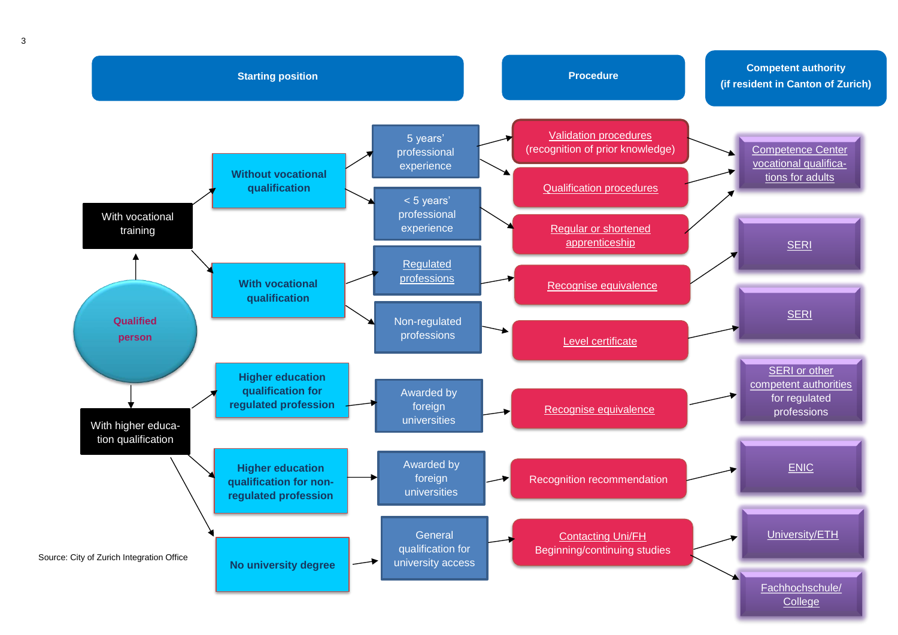| Starting position | | | Procedure | Competent authority (if resident in Canton of Zurich) |
|---|---|---|---|---|
| Qualified person → With vocational training | Without vocational qualification | 5 years' professional experience | Validation procedures (recognition of prior knowledge) | Competence Center vocational qualifications for adults |
| | | 5 years' professional experience | Qualification procedures | Competence Center vocational qualifications for adults |
| | | < 5 years' professional experience | Regular or shortened apprenticeship | Competence Center vocational qualifications for adults |
| | With vocational qualification | Regulated professions | Recognise equivalence | SERI |
| | | Non-regulated professions | Level certificate | SERI |
| Qualified person → With higher education qualification | Higher education qualification for regulated profession | Awarded by foreign universities | Recognise equivalence | SERI or other competent authorities for regulated professions |
| | Higher education qualification for non-regulated profession | Awarded by foreign universities | Recognition recommendation | ENIC |
| | No university degree | General qualification for university access | Contacting Uni/FH Beginning/continuing studies | University/ETH |
| | | | | Fachhochschule/College |

Source: City of Zurich Integration Office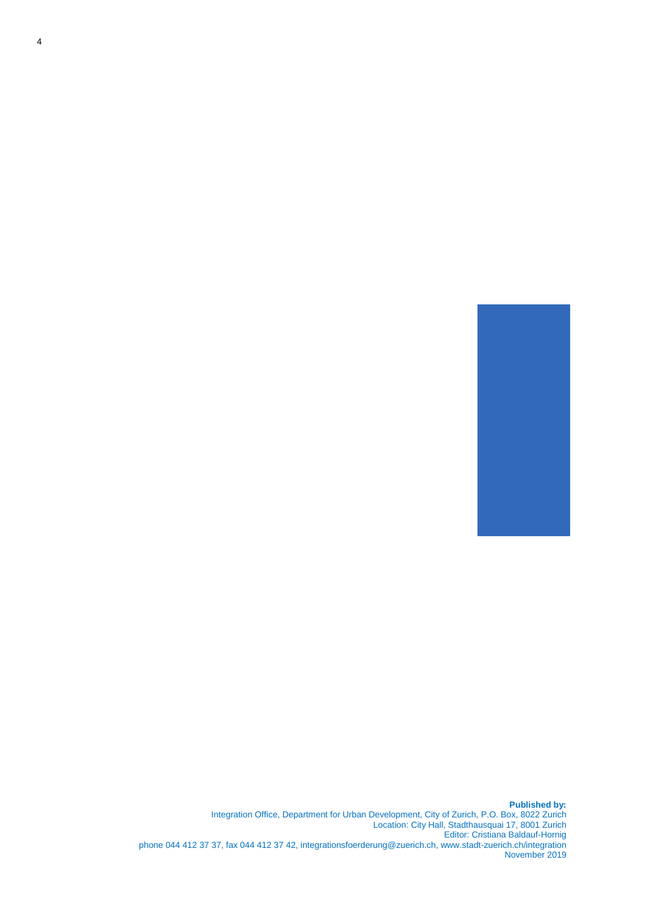**Published by:**
Integration Office, Department for Urban Development, City of Zurich, P.O. Box, 8022 Zurich
Location: City Hall, Stadthausquai 17, 8001 Zurich
Editor: Cristiana Baldauf-Hornig
phone 044 412 37 37, fax 044 412 37 42, integrationsfoerderung@zuerich.ch, www.stadt-zuerich.ch/integration
November 2019